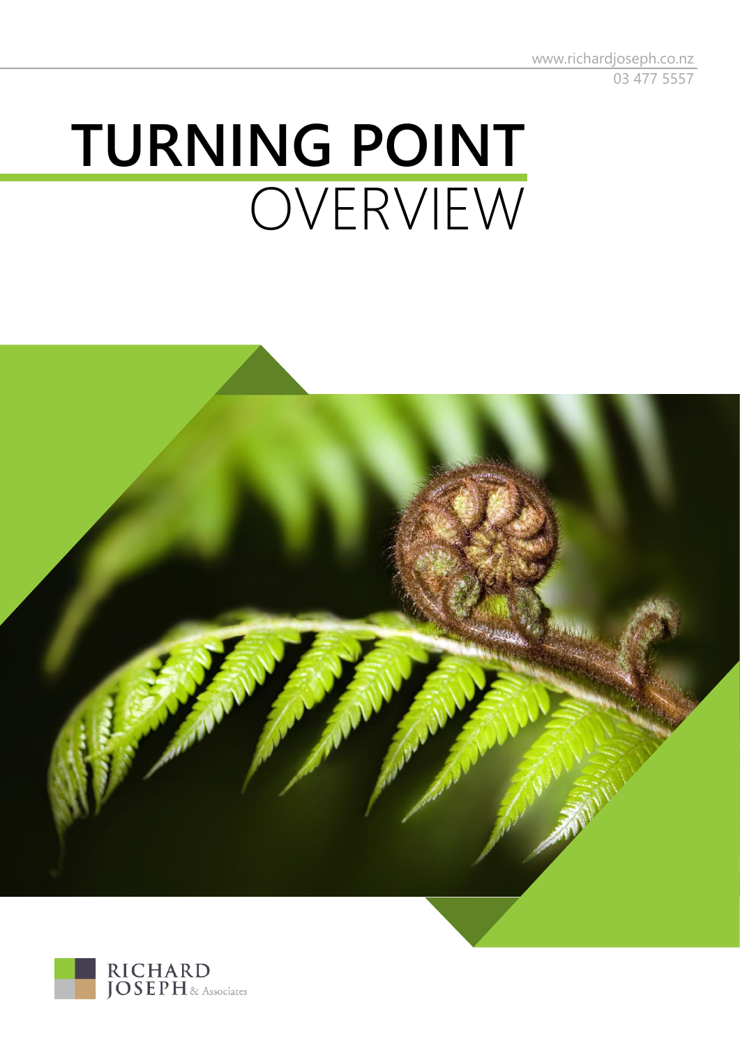www.richardjoseph.co.nz
03 477 5557

# TURNING POINT
OVERVIEW

RICHARD JOSEPH & Associates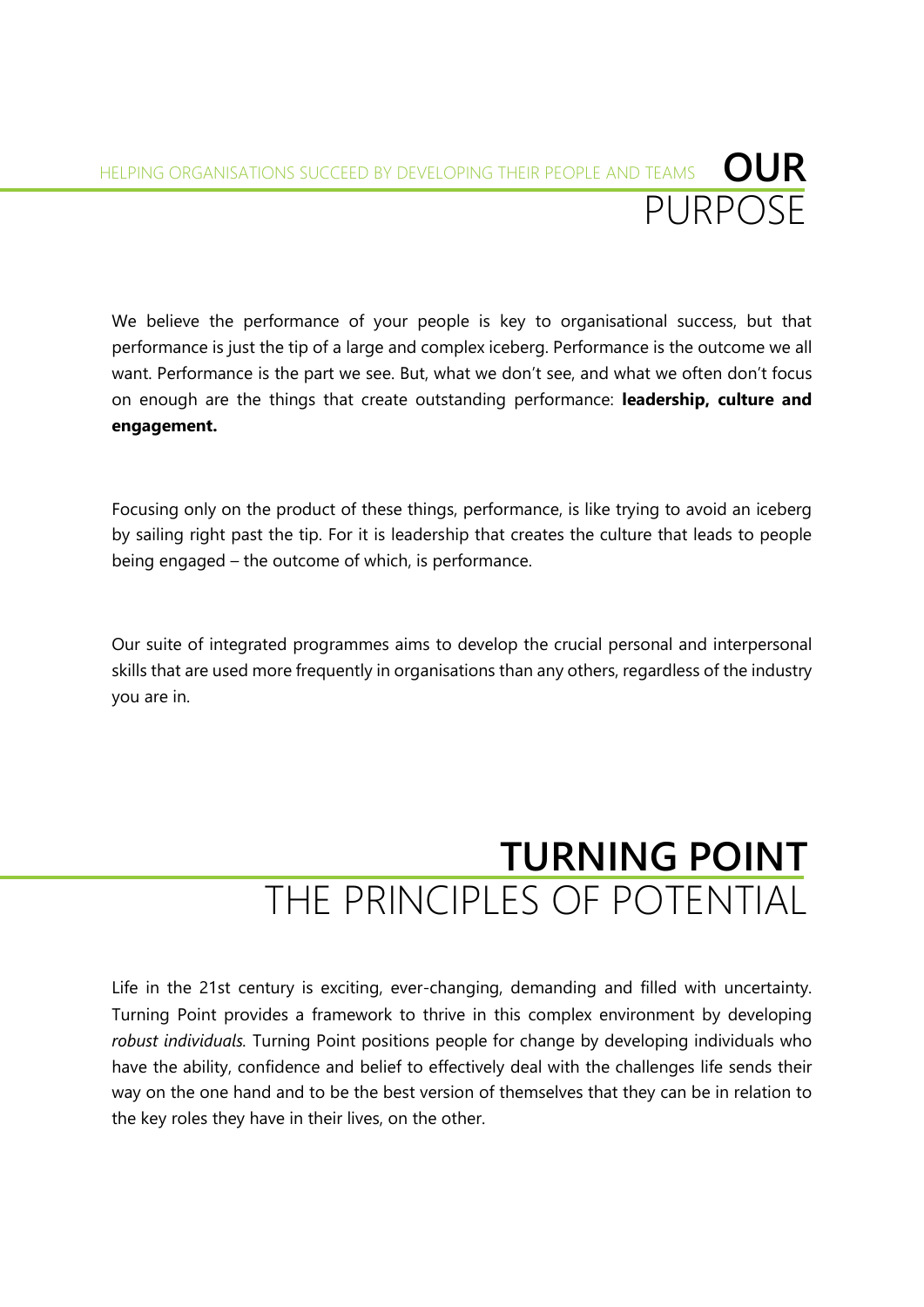HELPING ORGANISATIONS SUCCEED BY DEVELOPING THEIR PEOPLE AND TEAMS

# OUR PURPOSE

We believe the performance of your people is key to organisational success, but that performance is just the tip of a large and complex iceberg. Performance is the outcome we all want. Performance is the part we see. But, what we don't see, and what we often don't focus on enough are the things that create outstanding performance: **leadership, culture and engagement.**

Focusing only on the product of these things, performance, is like trying to avoid an iceberg by sailing right past the tip. For it is leadership that creates the culture that leads to people being engaged – the outcome of which, is performance.

Our suite of integrated programmes aims to develop the crucial personal and interpersonal skills that are used more frequently in organisations than any others, regardless of the industry you are in.

# TURNING POINT
## THE PRINCIPLES OF POTENTIAL

Life in the 21st century is exciting, ever-changing, demanding and filled with uncertainty. Turning Point provides a framework to thrive in this complex environment by developing *robust individuals.* Turning Point positions people for change by developing individuals who have the ability, confidence and belief to effectively deal with the challenges life sends their way on the one hand and to be the best version of themselves that they can be in relation to the key roles they have in their lives, on the other.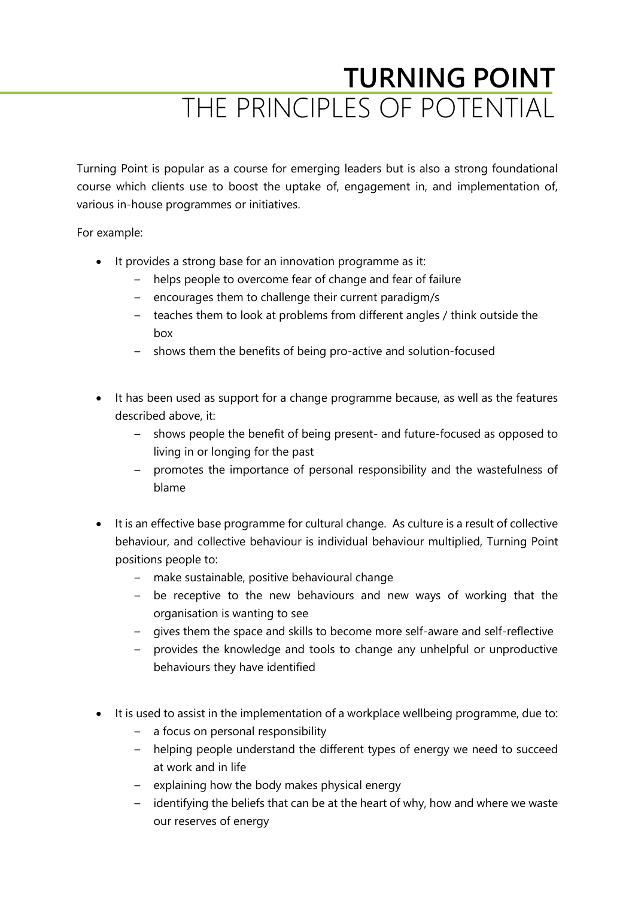# TURNING POINT
## THE PRINCIPLES OF POTENTIAL

Turning Point is popular as a course for emerging leaders but is also a strong foundational course which clients use to boost the uptake of, engagement in, and implementation of, various in-house programmes or initiatives.

For example:

- It provides a strong base for an innovation programme as it:
  - helps people to overcome fear of change and fear of failure
  - encourages them to challenge their current paradigm/s
  - teaches them to look at problems from different angles / think outside the box
  - shows them the benefits of being pro-active and solution-focused

- It has been used as support for a change programme because, as well as the features described above, it:
  - shows people the benefit of being present- and future-focused as opposed to living in or longing for the past
  - promotes the importance of personal responsibility and the wastefulness of blame

- It is an effective base programme for cultural change. As culture is a result of collective behaviour, and collective behaviour is individual behaviour multiplied, Turning Point positions people to:
  - make sustainable, positive behavioural change
  - be receptive to the new behaviours and new ways of working that the organisation is wanting to see
  - gives them the space and skills to become more self-aware and self-reflective
  - provides the knowledge and tools to change any unhelpful or unproductive behaviours they have identified

- It is used to assist in the implementation of a workplace wellbeing programme, due to:
  - a focus on personal responsibility
  - helping people understand the different types of energy we need to succeed at work and in life
  - explaining how the body makes physical energy
  - identifying the beliefs that can be at the heart of why, how and where we waste our reserves of energy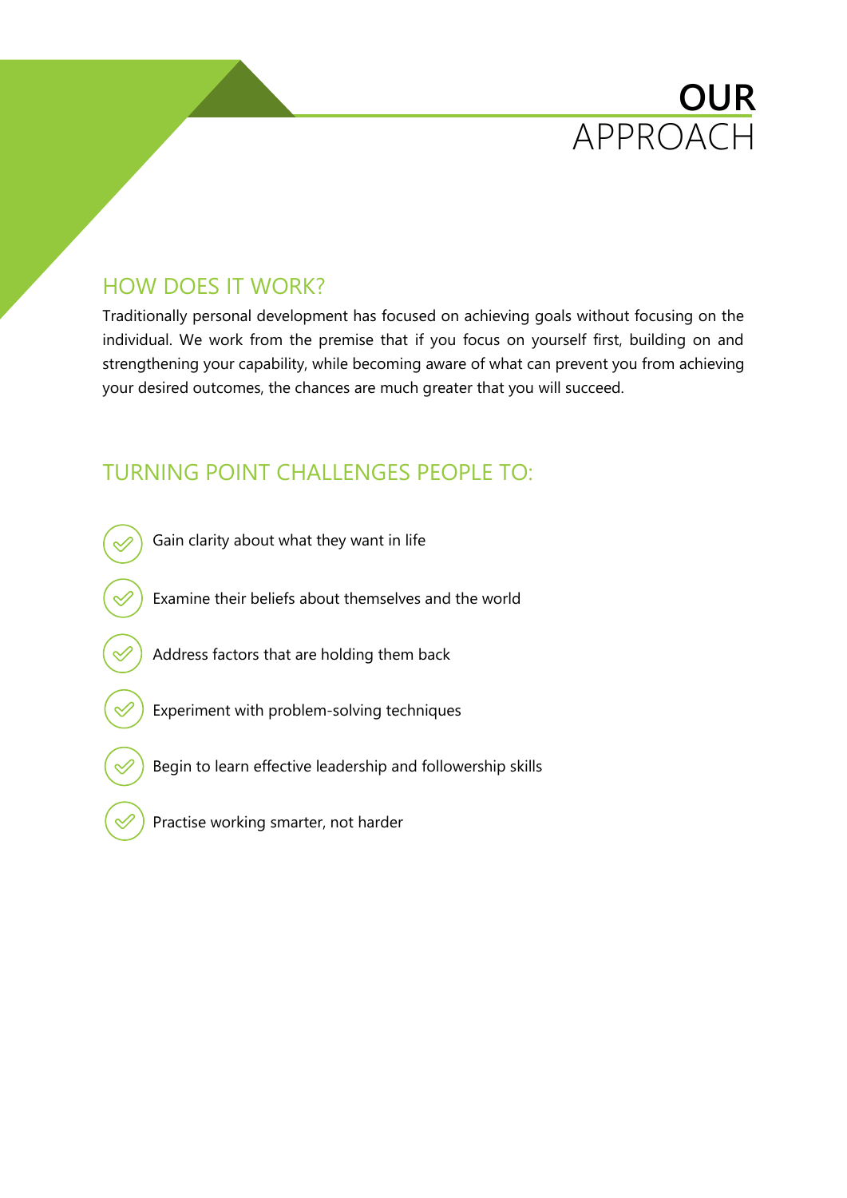# **OUR** APPROACH

## HOW DOES IT WORK?

Traditionally personal development has focused on achieving goals without focusing on the individual. We work from the premise that if you focus on yourself first, building on and strengthening your capability, while becoming aware of what can prevent you from achieving your desired outcomes, the chances are much greater that you will succeed.

## TURNING POINT CHALLENGES PEOPLE TO:

- Gain clarity about what they want in life
- Examine their beliefs about themselves and the world
- Address factors that are holding them back
- Experiment with problem-solving techniques
- Begin to learn effective leadership and followership skills
- Practise working smarter, not harder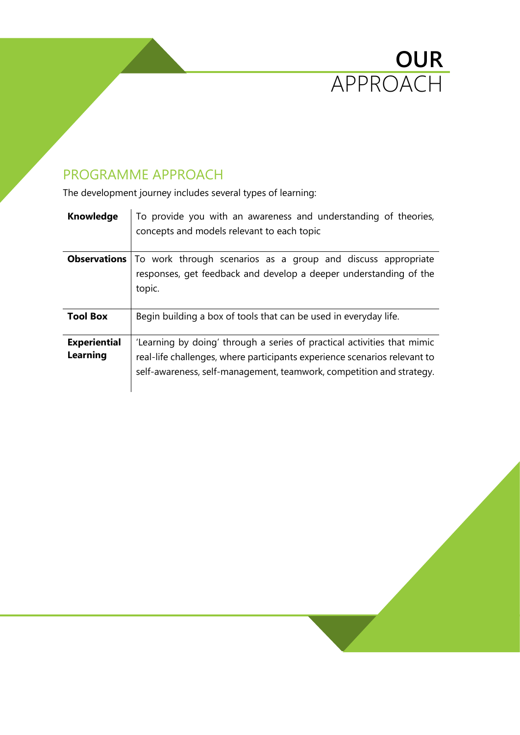# **OUR** APPROACH

## PROGRAMME APPROACH

The development journey includes several types of learning:

| | |
|---|---|
| **Knowledge** | To provide you with an awareness and understanding of theories, concepts and models relevant to each topic |
| **Observations** | To work through scenarios as a group and discuss appropriate responses, get feedback and develop a deeper understanding of the topic. |
| **Tool Box** | Begin building a box of tools that can be used in everyday life. |
| **Experiential Learning** | 'Learning by doing' through a series of practical activities that mimic real-life challenges, where participants experience scenarios relevant to self-awareness, self-management, teamwork, competition and strategy. |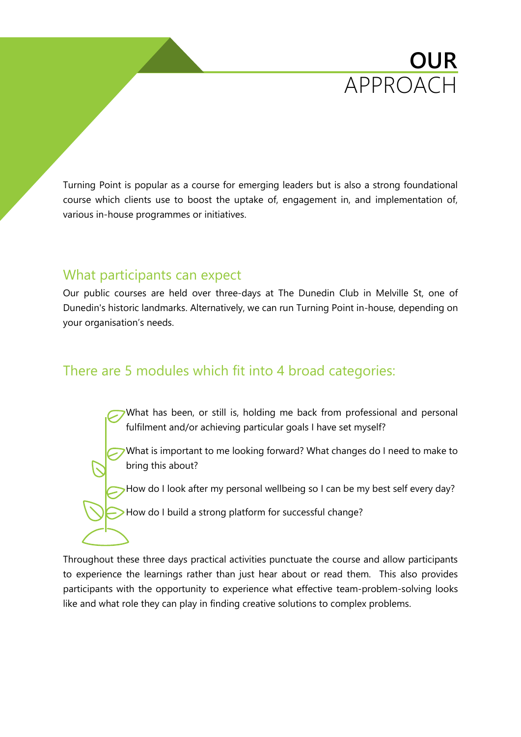# **OUR** APPROACH

Turning Point is popular as a course for emerging leaders but is also a strong foundational course which clients use to boost the uptake of, engagement in, and implementation of, various in-house programmes or initiatives.

## What participants can expect

Our public courses are held over three-days at The Dunedin Club in Melville St, one of Dunedin's historic landmarks. Alternatively, we can run Turning Point in-house, depending on your organisation's needs.

## There are 5 modules which fit into 4 broad categories:

- What has been, or still is, holding me back from professional and personal fulfilment and/or achieving particular goals I have set myself?
- What is important to me looking forward? What changes do I need to make to bring this about?
- How do I look after my personal wellbeing so I can be my best self every day?
- How do I build a strong platform for successful change?

Throughout these three days practical activities punctuate the course and allow participants to experience the learnings rather than just hear about or read them. This also provides participants with the opportunity to experience what effective team-problem-solving looks like and what role they can play in finding creative solutions to complex problems.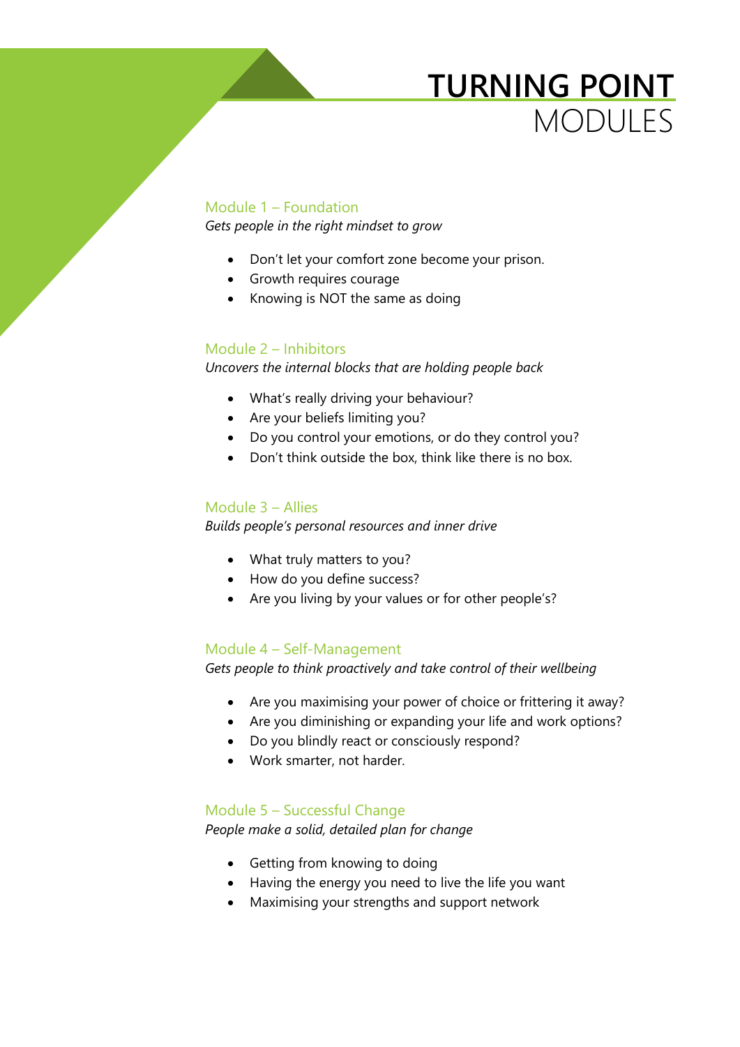# TURNING POINT MODULES

## Module 1 – Foundation

*Gets people in the right mindset to grow*

- Don't let your comfort zone become your prison.
- Growth requires courage
- Knowing is NOT the same as doing

## Module 2 – Inhibitors

*Uncovers the internal blocks that are holding people back*

- What's really driving your behaviour?
- Are your beliefs limiting you?
- Do you control your emotions, or do they control you?
- Don't think outside the box, think like there is no box.

## Module 3 – Allies

*Builds people's personal resources and inner drive*

- What truly matters to you?
- How do you define success?
- Are you living by your values or for other people's?

## Module 4 – Self-Management

*Gets people to think proactively and take control of their wellbeing*

- Are you maximising your power of choice or frittering it away?
- Are you diminishing or expanding your life and work options?
- Do you blindly react or consciously respond?
- Work smarter, not harder.

## Module 5 – Successful Change

*People make a solid, detailed plan for change*

- Getting from knowing to doing
- Having the energy you need to live the life you want
- Maximising your strengths and support network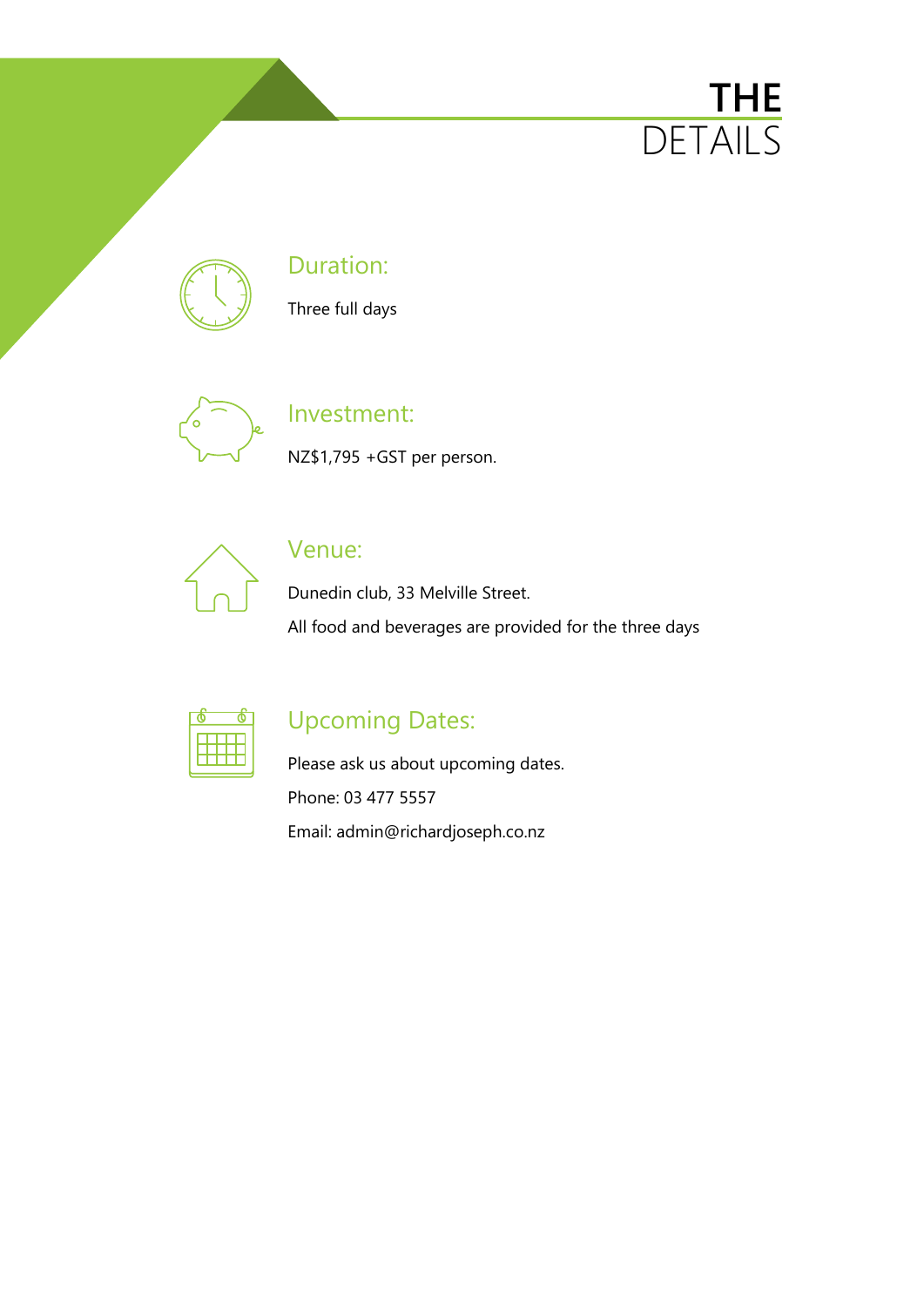# THE DETAILS

## Duration:

Three full days

## Investment:

NZ$1,795 +GST per person.

## Venue:

Dunedin club, 33 Melville Street.

All food and beverages are provided for the three days

## Upcoming Dates:

Please ask us about upcoming dates.

Phone: 03 477 5557

Email: admin@richardjoseph.co.nz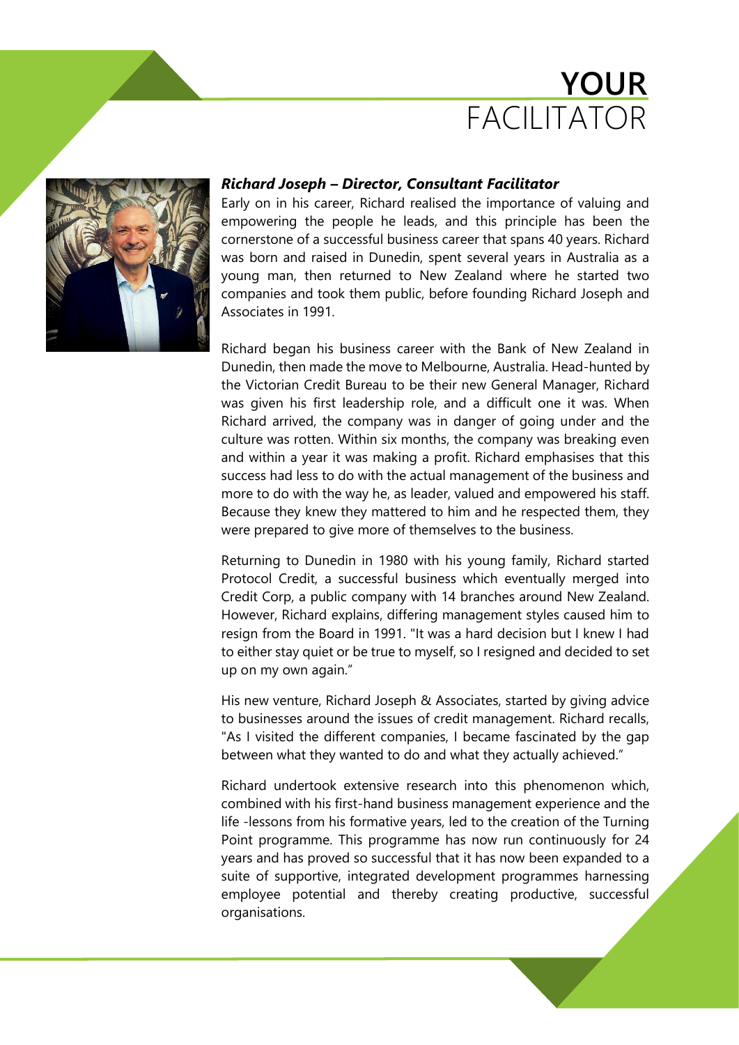# **YOUR** FACILITATOR

***Richard Joseph – Director, Consultant Facilitator***

Early on in his career, Richard realised the importance of valuing and empowering the people he leads, and this principle has been the cornerstone of a successful business career that spans 40 years. Richard was born and raised in Dunedin, spent several years in Australia as a young man, then returned to New Zealand where he started two companies and took them public, before founding Richard Joseph and Associates in 1991.

Richard began his business career with the Bank of New Zealand in Dunedin, then made the move to Melbourne, Australia. Head-hunted by the Victorian Credit Bureau to be their new General Manager, Richard was given his first leadership role, and a difficult one it was. When Richard arrived, the company was in danger of going under and the culture was rotten. Within six months, the company was breaking even and within a year it was making a profit. Richard emphasises that this success had less to do with the actual management of the business and more to do with the way he, as leader, valued and empowered his staff. Because they knew they mattered to him and he respected them, they were prepared to give more of themselves to the business.

Returning to Dunedin in 1980 with his young family, Richard started Protocol Credit, a successful business which eventually merged into Credit Corp, a public company with 14 branches around New Zealand. However, Richard explains, differing management styles caused him to resign from the Board in 1991. "It was a hard decision but I knew I had to either stay quiet or be true to myself, so I resigned and decided to set up on my own again."

His new venture, Richard Joseph & Associates, started by giving advice to businesses around the issues of credit management. Richard recalls, "As I visited the different companies, I became fascinated by the gap between what they wanted to do and what they actually achieved."

Richard undertook extensive research into this phenomenon which, combined with his first-hand business management experience and the life -lessons from his formative years, led to the creation of the Turning Point programme. This programme has now run continuously for 24 years and has proved so successful that it has now been expanded to a suite of supportive, integrated development programmes harnessing employee potential and thereby creating productive, successful organisations.